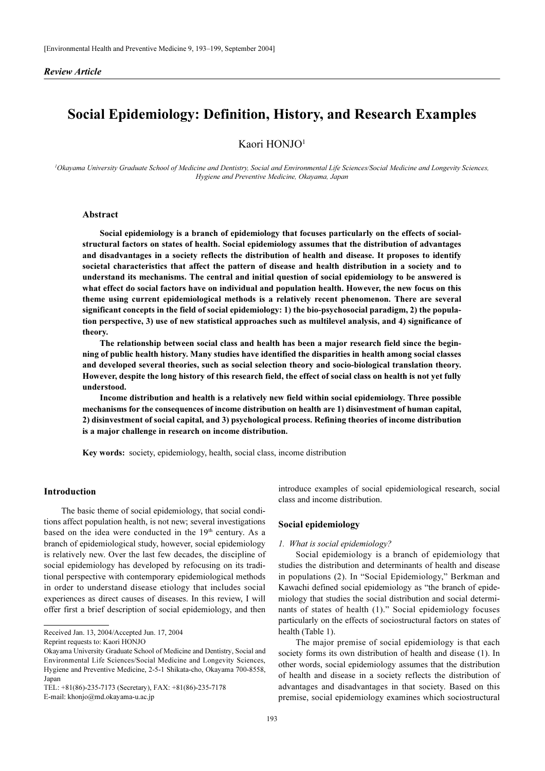*Review Article*

# Social Epidemiology: Definition, History, and Research Examples

Kaori HONJO[1]

[1]*Okayama University Graduate School of Medicine and Dentistry, Social and Environmental Life Sciences/Social Medicine and Longevity Sciences, Hygiene and Preventive Medicine, Okayama, Japan*

## Abstract

**Social epidemiology is a branch of epidemiology that focuses particularly on the effects of social-structural factors on states of health. Social epidemiology assumes that the distribution of advantages and disadvantages in a society reflects the distribution of health and disease. It proposes to identify societal characteristics that affect the pattern of disease and health distribution in a society and to understand its mechanisms. The central and initial question of social epidemiology to be answered is what effect do social factors have on individual and population health. However, the new focus on this theme using current epidemiological methods is a relatively recent phenomenon. There are several significant concepts in the field of social epidemiology: 1) the bio-psychosocial paradigm, 2) the population perspective, 3) use of new statistical approaches such as multilevel analysis, and 4) significance of theory.**

**The relationship between social class and health has been a major research field since the beginning of public health history. Many studies have identified the disparities in health among social classes and developed several theories, such as social selection theory and socio-biological translation theory. However, despite the long history of this research field, the effect of social class on health is not yet fully understood.**

**Income distribution and health is a relatively new field within social epidemiology. Three possible mechanisms for the consequences of income distribution on health are 1) disinvestment of human capital, 2) disinvestment of social capital, and 3) psychological process. Refining theories of income distribution is a major challenge in research on income distribution.**

**Key words:** society, epidemiology, health, social class, income distribution

## Introduction

The basic theme of social epidemiology, that social conditions affect population health, is not new; several investigations based on the idea were conducted in the 19th century. As a branch of epidemiological study, however, social epidemiology is relatively new. Over the last few decades, the discipline of social epidemiology has developed by refocusing on its traditional perspective with contemporary epidemiological methods in order to understand disease etiology that includes social experiences as direct causes of diseases. In this review, I will offer first a brief description of social epidemiology, and then introduce examples of social epidemiological research, social class and income distribution.

## Social epidemiology

### *1. What is social epidemiology?*

Social epidemiology is a branch of epidemiology that studies the distribution and determinants of health and disease in populations (2). In "Social Epidemiology," Berkman and Kawachi defined social epidemiology as "the branch of epidemiology that studies the social distribution and social determinants of states of health (1)." Social epidemiology focuses particularly on the effects of sociostructural factors on states of health (Table 1).

The major premise of social epidemiology is that each society forms its own distribution of health and disease (1). In other words, social epidemiology assumes that the distribution of health and disease in a society reflects the distribution of advantages and disadvantages in that society. Based on this premise, social epidemiology examines which sociostructural

---

Received Jan. 13, 2004/Accepted Jun. 17, 2004

Reprint requests to: Kaori HONJO

Okayama University Graduate School of Medicine and Dentistry, Social and Environmental Life Sciences/Social Medicine and Longevity Sciences, Hygiene and Preventive Medicine, 2-5-1 Shikata-cho, Okayama 700-8558, Japan

TEL: +81(86)-235-7173 (Secretary), FAX: +81(86)-235-7178

E-mail: khonjo@md.okayama-u.ac.jp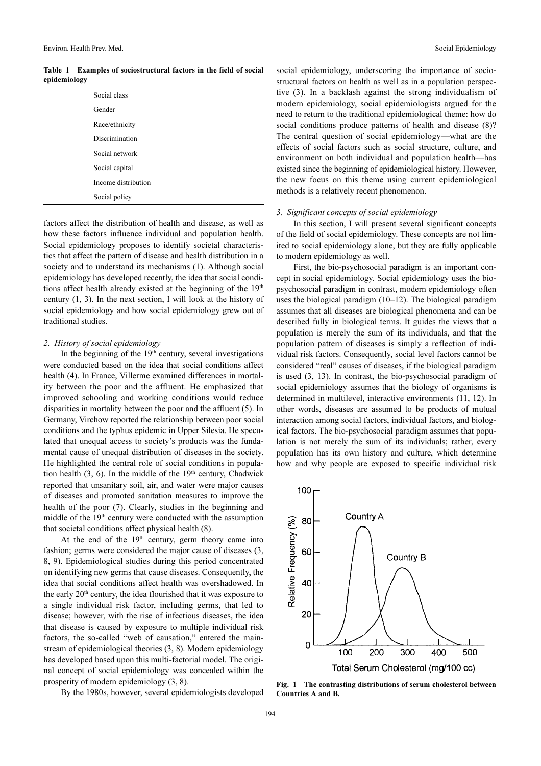**Table 1 Examples of sociostructural factors in the field of social epidemiology**

| |
|---|
| Social class |
| Gender |
| Race/ethnicity |
| Discrimination |
| Social network |
| Social capital |
| Income distribution |
| Social policy |

factors affect the distribution of health and disease, as well as how these factors influence individual and population health. Social epidemiology proposes to identify societal characteristics that affect the pattern of disease and health distribution in a society and to understand its mechanisms (1). Although social epidemiology has developed recently, the idea that social conditions affect health already existed at the beginning of the 19th century (1, 3). In the next section, I will look at the history of social epidemiology and how social epidemiology grew out of traditional studies.

### *2. History of social epidemiology*

In the beginning of the 19th century, several investigations were conducted based on the idea that social conditions affect health (4). In France, Villerme examined differences in mortality between the poor and the affluent. He emphasized that improved schooling and working conditions would reduce disparities in mortality between the poor and the affluent (5). In Germany, Virchow reported the relationship between poor social conditions and the typhus epidemic in Upper Silesia. He speculated that unequal access to society's products was the fundamental cause of unequal distribution of diseases in the society. He highlighted the central role of social conditions in population health (3, 6). In the middle of the 19th century, Chadwick reported that unsanitary soil, air, and water were major causes of diseases and promoted sanitation measures to improve the health of the poor (7). Clearly, studies in the beginning and middle of the 19th century were conducted with the assumption that societal conditions affect physical health (8).

At the end of the 19th century, germ theory came into fashion; germs were considered the major cause of diseases (3, 8, 9). Epidemiological studies during this period concentrated on identifying new germs that cause diseases. Consequently, the idea that social conditions affect health was overshadowed. In the early 20th century, the idea flourished that it was exposure to a single individual risk factor, including germs, that led to disease; however, with the rise of infectious diseases, the idea that disease is caused by exposure to multiple individual risk factors, the so-called "web of causation," entered the mainstream of epidemiological theories (3, 8). Modern epidemiology has developed based upon this multi-factorial model. The original concept of social epidemiology was concealed within the prosperity of modern epidemiology (3, 8).

By the 1980s, however, several epidemiologists developed social epidemiology, underscoring the importance of sociostructural factors on health as well as in a population perspective (3). In a backlash against the strong individualism of modern epidemiology, social epidemiologists argued for the need to return to the traditional epidemiological theme: how do social conditions produce patterns of health and disease (8)? The central question of social epidemiology—what are the effects of social factors such as social structure, culture, and environment on both individual and population health—has existed since the beginning of epidemiological history. However, the new focus on this theme using current epidemiological methods is a relatively recent phenomenon.

### *3. Significant concepts of social epidemiology*

In this section, I will present several significant concepts of the field of social epidemiology. These concepts are not limited to social epidemiology alone, but they are fully applicable to modern epidemiology as well.

First, the bio-psychosocial paradigm is an important concept in social epidemiology. Social epidemiology uses the bio-psychosocial paradigm in contrast, modern epidemiology often uses the biological paradigm (10–12). The biological paradigm assumes that all diseases are biological phenomena and can be described fully in biological terms. It guides the views that a population is merely the sum of its individuals, and that the population pattern of diseases is simply a reflection of individual risk factors. Consequently, social level factors cannot be considered "real" causes of diseases, if the biological paradigm is used (3, 13). In contrast, the bio-psychosocial paradigm of social epidemiology assumes that the biology of organisms is determined in multilevel, interactive environments (11, 12). In other words, diseases are assumed to be products of mutual interaction among social factors, individual factors, and biological factors. The bio-psychosocial paradigm assumes that population is not merely the sum of its individuals; rather, every population has its own history and culture, which determine how and why people are exposed to specific individual risk

**Fig. 1 The contrasting distributions of serum cholesterol between Countries A and B.**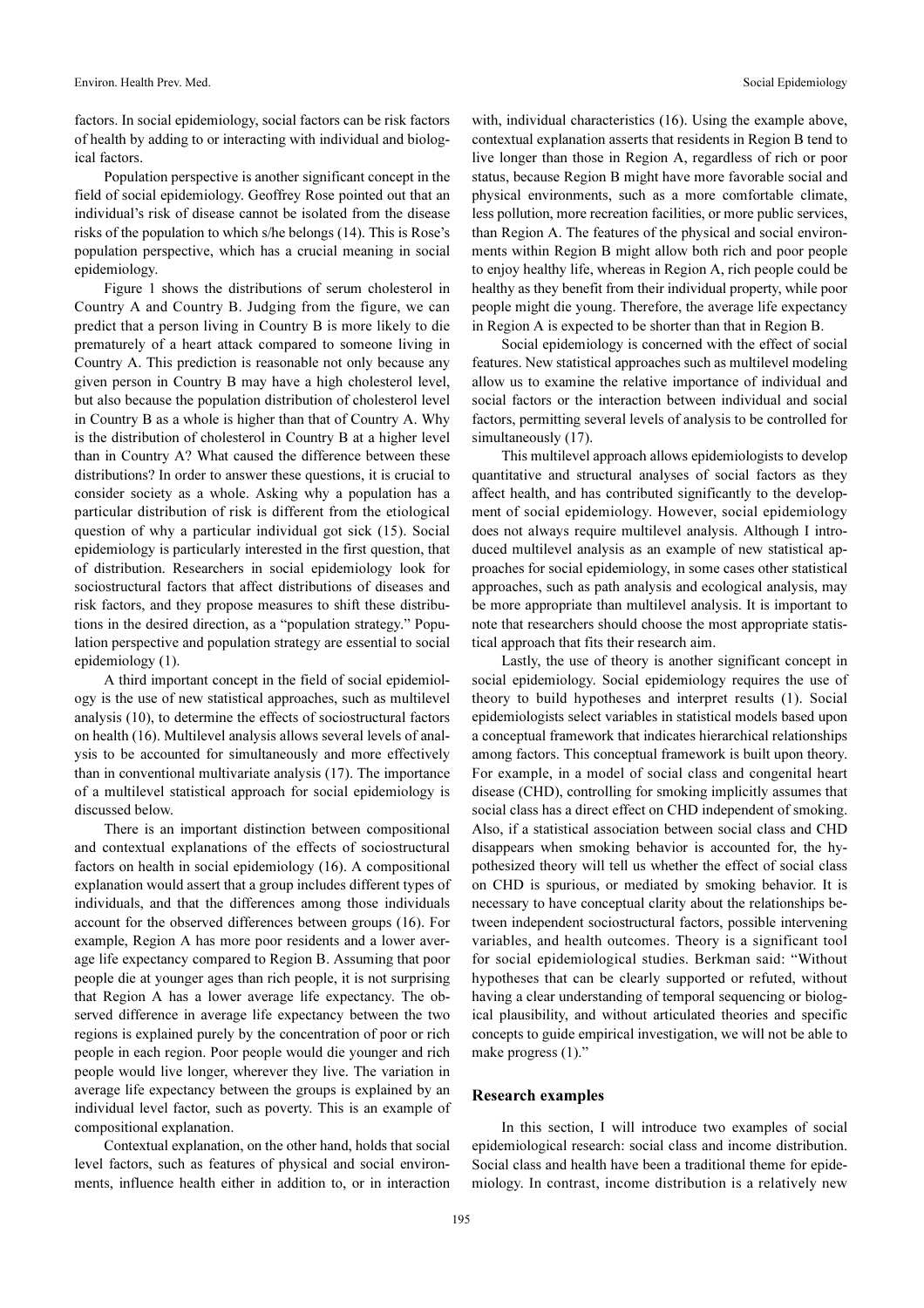factors. In social epidemiology, social factors can be risk factors of health by adding to or interacting with individual and biological factors.

Population perspective is another significant concept in the field of social epidemiology. Geoffrey Rose pointed out that an individual's risk of disease cannot be isolated from the disease risks of the population to which s/he belongs (14). This is Rose's population perspective, which has a crucial meaning in social epidemiology.

Figure 1 shows the distributions of serum cholesterol in Country A and Country B. Judging from the figure, we can predict that a person living in Country B is more likely to die prematurely of a heart attack compared to someone living in Country A. This prediction is reasonable not only because any given person in Country B may have a high cholesterol level, but also because the population distribution of cholesterol level in Country B as a whole is higher than that of Country A. Why is the distribution of cholesterol in Country B at a higher level than in Country A? What caused the difference between these distributions? In order to answer these questions, it is crucial to consider society as a whole. Asking why a population has a particular distribution of risk is different from the etiological question of why a particular individual got sick (15). Social epidemiology is particularly interested in the first question, that of distribution. Researchers in social epidemiology look for sociostructural factors that affect distributions of diseases and risk factors, and they propose measures to shift these distributions in the desired direction, as a "population strategy." Population perspective and population strategy are essential to social epidemiology (1).

A third important concept in the field of social epidemiology is the use of new statistical approaches, such as multilevel analysis (10), to determine the effects of sociostructural factors on health (16). Multilevel analysis allows several levels of analysis to be accounted for simultaneously and more effectively than in conventional multivariate analysis (17). The importance of a multilevel statistical approach for social epidemiology is discussed below.

There is an important distinction between compositional and contextual explanations of the effects of sociostructural factors on health in social epidemiology (16). A compositional explanation would assert that a group includes different types of individuals, and that the differences among those individuals account for the observed differences between groups (16). For example, Region A has more poor residents and a lower average life expectancy compared to Region B. Assuming that poor people die at younger ages than rich people, it is not surprising that Region A has a lower average life expectancy. The observed difference in average life expectancy between the two regions is explained purely by the concentration of poor or rich people in each region. Poor people would die younger and rich people would live longer, wherever they live. The variation in average life expectancy between the groups is explained by an individual level factor, such as poverty. This is an example of compositional explanation.

Contextual explanation, on the other hand, holds that social level factors, such as features of physical and social environments, influence health either in addition to, or in interaction with, individual characteristics (16). Using the example above, contextual explanation asserts that residents in Region B tend to live longer than those in Region A, regardless of rich or poor status, because Region B might have more favorable social and physical environments, such as a more comfortable climate, less pollution, more recreation facilities, or more public services, than Region A. The features of the physical and social environments within Region B might allow both rich and poor people to enjoy healthy life, whereas in Region A, rich people could be healthy as they benefit from their individual property, while poor people might die young. Therefore, the average life expectancy in Region A is expected to be shorter than that in Region B.

Social epidemiology is concerned with the effect of social features. New statistical approaches such as multilevel modeling allow us to examine the relative importance of individual and social factors or the interaction between individual and social factors, permitting several levels of analysis to be controlled for simultaneously (17).

This multilevel approach allows epidemiologists to develop quantitative and structural analyses of social factors as they affect health, and has contributed significantly to the development of social epidemiology. However, social epidemiology does not always require multilevel analysis. Although I introduced multilevel analysis as an example of new statistical approaches for social epidemiology, in some cases other statistical approaches, such as path analysis and ecological analysis, may be more appropriate than multilevel analysis. It is important to note that researchers should choose the most appropriate statistical approach that fits their research aim.

Lastly, the use of theory is another significant concept in social epidemiology. Social epidemiology requires the use of theory to build hypotheses and interpret results (1). Social epidemiologists select variables in statistical models based upon a conceptual framework that indicates hierarchical relationships among factors. This conceptual framework is built upon theory. For example, in a model of social class and congenital heart disease (CHD), controlling for smoking implicitly assumes that social class has a direct effect on CHD independent of smoking. Also, if a statistical association between social class and CHD disappears when smoking behavior is accounted for, the hypothesized theory will tell us whether the effect of social class on CHD is spurious, or mediated by smoking behavior. It is necessary to have conceptual clarity about the relationships between independent sociostructural factors, possible intervening variables, and health outcomes. Theory is a significant tool for social epidemiological studies. Berkman said: "Without hypotheses that can be clearly supported or refuted, without having a clear understanding of temporal sequencing or biological plausibility, and without articulated theories and specific concepts to guide empirical investigation, we will not be able to make progress (1)."

## Research examples

In this section, I will introduce two examples of social epidemiological research: social class and income distribution. Social class and health have been a traditional theme for epidemiology. In contrast, income distribution is a relatively new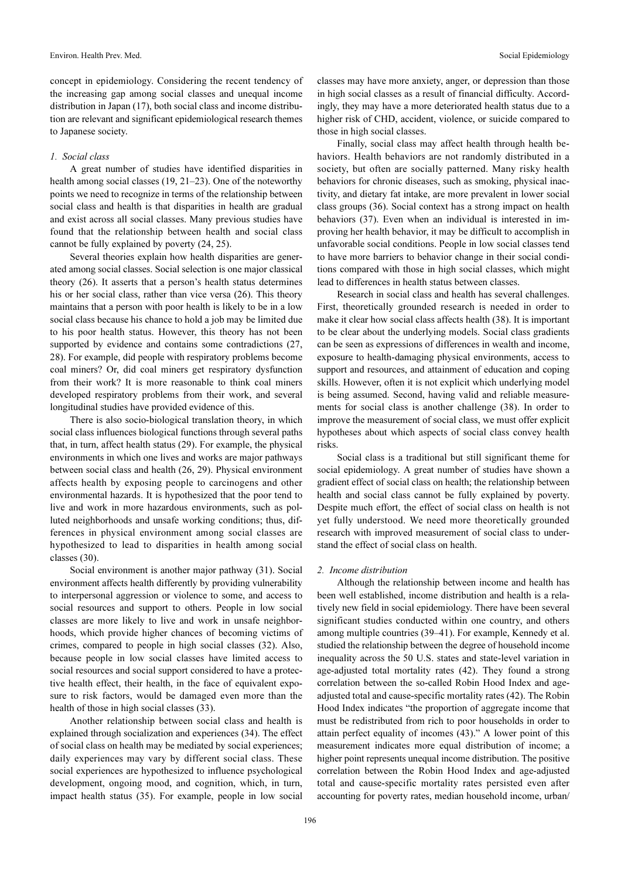concept in epidemiology. Considering the recent tendency of the increasing gap among social classes and unequal income distribution in Japan (17), both social class and income distribution are relevant and significant epidemiological research themes to Japanese society.

### *1. Social class*

A great number of studies have identified disparities in health among social classes (19, 21–23). One of the noteworthy points we need to recognize in terms of the relationship between social class and health is that disparities in health are gradual and exist across all social classes. Many previous studies have found that the relationship between health and social class cannot be fully explained by poverty (24, 25).

Several theories explain how health disparities are generated among social classes. Social selection is one major classical theory (26). It asserts that a person's health status determines his or her social class, rather than vice versa (26). This theory maintains that a person with poor health is likely to be in a low social class because his chance to hold a job may be limited due to his poor health status. However, this theory has not been supported by evidence and contains some contradictions (27, 28). For example, did people with respiratory problems become coal miners? Or, did coal miners get respiratory dysfunction from their work? It is more reasonable to think coal miners developed respiratory problems from their work, and several longitudinal studies have provided evidence of this.

There is also socio-biological translation theory, in which social class influences biological functions through several paths that, in turn, affect health status (29). For example, the physical environments in which one lives and works are major pathways between social class and health (26, 29). Physical environment affects health by exposing people to carcinogens and other environmental hazards. It is hypothesized that the poor tend to live and work in more hazardous environments, such as polluted neighborhoods and unsafe working conditions; thus, differences in physical environment among social classes are hypothesized to lead to disparities in health among social classes (30).

Social environment is another major pathway (31). Social environment affects health differently by providing vulnerability to interpersonal aggression or violence to some, and access to social resources and support to others. People in low social classes are more likely to live and work in unsafe neighborhoods, which provide higher chances of becoming victims of crimes, compared to people in high social classes (32). Also, because people in low social classes have limited access to social resources and social support considered to have a protective health effect, their health, in the face of equivalent exposure to risk factors, would be damaged even more than the health of those in high social classes (33).

Another relationship between social class and health is explained through socialization and experiences (34). The effect of social class on health may be mediated by social experiences; daily experiences may vary by different social class. These social experiences are hypothesized to influence psychological development, ongoing mood, and cognition, which, in turn, impact health status (35). For example, people in low social classes may have more anxiety, anger, or depression than those in high social classes as a result of financial difficulty. Accordingly, they may have a more deteriorated health status due to a higher risk of CHD, accident, violence, or suicide compared to those in high social classes.

Finally, social class may affect health through health behaviors. Health behaviors are not randomly distributed in a society, but often are socially patterned. Many risky health behaviors for chronic diseases, such as smoking, physical inactivity, and dietary fat intake, are more prevalent in lower social class groups (36). Social context has a strong impact on health behaviors (37). Even when an individual is interested in improving her health behavior, it may be difficult to accomplish in unfavorable social conditions. People in low social classes tend to have more barriers to behavior change in their social conditions compared with those in high social classes, which might lead to differences in health status between classes.

Research in social class and health has several challenges. First, theoretically grounded research is needed in order to make it clear how social class affects health (38). It is important to be clear about the underlying models. Social class gradients can be seen as expressions of differences in wealth and income, exposure to health-damaging physical environments, access to support and resources, and attainment of education and coping skills. However, often it is not explicit which underlying model is being assumed. Second, having valid and reliable measurements for social class is another challenge (38). In order to improve the measurement of social class, we must offer explicit hypotheses about which aspects of social class convey health risks.

Social class is a traditional but still significant theme for social epidemiology. A great number of studies have shown a gradient effect of social class on health; the relationship between health and social class cannot be fully explained by poverty. Despite much effort, the effect of social class on health is not yet fully understood. We need more theoretically grounded research with improved measurement of social class to understand the effect of social class on health.

### *2. Income distribution*

Although the relationship between income and health has been well established, income distribution and health is a relatively new field in social epidemiology. There have been several significant studies conducted within one country, and others among multiple countries (39–41). For example, Kennedy et al. studied the relationship between the degree of household income inequality across the 50 U.S. states and state-level variation in age-adjusted total mortality rates (42). They found a strong correlation between the so-called Robin Hood Index and age-adjusted total and cause-specific mortality rates (42). The Robin Hood Index indicates "the proportion of aggregate income that must be redistributed from rich to poor households in order to attain perfect equality of incomes (43)." A lower point of this measurement indicates more equal distribution of income; a higher point represents unequal income distribution. The positive correlation between the Robin Hood Index and age-adjusted total and cause-specific mortality rates persisted even after accounting for poverty rates, median household income, urban/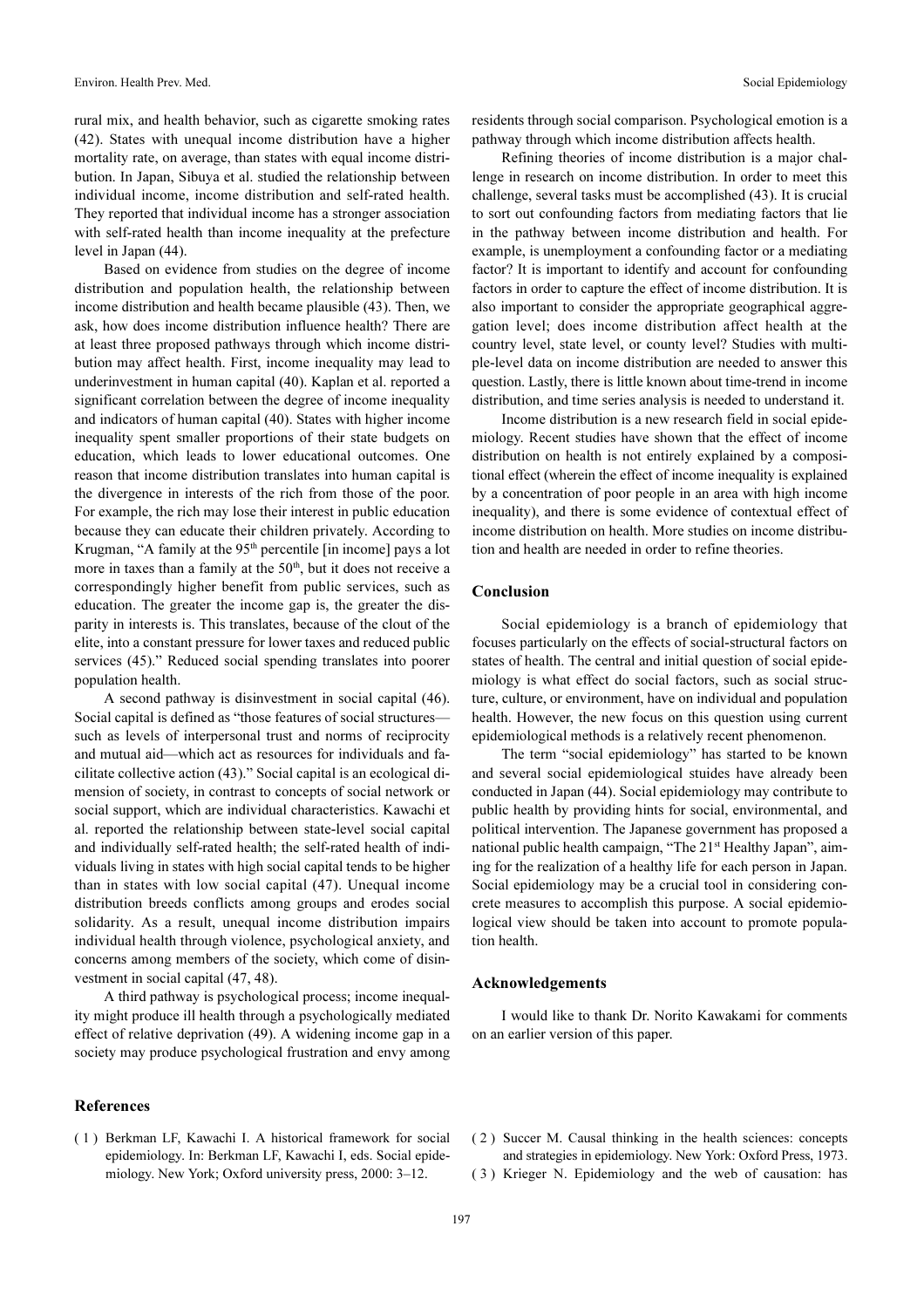rural mix, and health behavior, such as cigarette smoking rates (42). States with unequal income distribution have a higher mortality rate, on average, than states with equal income distribution. In Japan, Sibuya et al. studied the relationship between individual income, income distribution and self-rated health. They reported that individual income has a stronger association with self-rated health than income inequality at the prefecture level in Japan (44).

Based on evidence from studies on the degree of income distribution and population health, the relationship between income distribution and health became plausible (43). Then, we ask, how does income distribution influence health? There are at least three proposed pathways through which income distribution may affect health. First, income inequality may lead to underinvestment in human capital (40). Kaplan et al. reported a significant correlation between the degree of income inequality and indicators of human capital (40). States with higher income inequality spent smaller proportions of their state budgets on education, which leads to lower educational outcomes. One reason that income distribution translates into human capital is the divergence in interests of the rich from those of the poor. For example, the rich may lose their interest in public education because they can educate their children privately. According to Krugman, "A family at the 95th percentile [in income] pays a lot more in taxes than a family at the 50th, but it does not receive a correspondingly higher benefit from public services, such as education. The greater the income gap is, the greater the disparity in interests is. This translates, because of the clout of the elite, into a constant pressure for lower taxes and reduced public services (45)." Reduced social spending translates into poorer population health.

A second pathway is disinvestment in social capital (46). Social capital is defined as "those features of social structures—such as levels of interpersonal trust and norms of reciprocity and mutual aid—which act as resources for individuals and facilitate collective action (43)." Social capital is an ecological dimension of society, in contrast to concepts of social network or social support, which are individual characteristics. Kawachi et al. reported the relationship between state-level social capital and individually self-rated health; the self-rated health of individuals living in states with high social capital tends to be higher than in states with low social capital (47). Unequal income distribution breeds conflicts among groups and erodes social solidarity. As a result, unequal income distribution impairs individual health through violence, psychological anxiety, and concerns among members of the society, which come of disinvestment in social capital (47, 48).

A third pathway is psychological process; income inequality might produce ill health through a psychologically mediated effect of relative deprivation (49). A widening income gap in a society may produce psychological frustration and envy among residents through social comparison. Psychological emotion is a pathway through which income distribution affects health.

Refining theories of income distribution is a major challenge in research on income distribution. In order to meet this challenge, several tasks must be accomplished (43). It is crucial to sort out confounding factors from mediating factors that lie in the pathway between income distribution and health. For example, is unemployment a confounding factor or a mediating factor? It is important to identify and account for confounding factors in order to capture the effect of income distribution. It is also important to consider the appropriate geographical aggregation level; does income distribution affect health at the country level, state level, or county level? Studies with multiple-level data on income distribution are needed to answer this question. Lastly, there is little known about time-trend in income distribution, and time series analysis is needed to understand it.

Income distribution is a new research field in social epidemiology. Recent studies have shown that the effect of income distribution on health is not entirely explained by a compositional effect (wherein the effect of income inequality is explained by a concentration of poor people in an area with high income inequality), and there is some evidence of contextual effect of income distribution on health. More studies on income distribution and health are needed in order to refine theories.

## Conclusion

Social epidemiology is a branch of epidemiology that focuses particularly on the effects of social-structural factors on states of health. The central and initial question of social epidemiology is what effect do social factors, such as social structure, culture, or environment, have on individual and population health. However, the new focus on this question using current epidemiological methods is a relatively recent phenomenon.

The term "social epidemiology" has started to be known and several social epidemiological stuides have already been conducted in Japan (44). Social epidemiology may contribute to public health by providing hints for social, environmental, and political intervention. The Japanese government has proposed a national public health campaign, "The 21st Healthy Japan", aiming for the realization of a healthy life for each person in Japan. Social epidemiology may be a crucial tool in considering concrete measures to accomplish this purpose. A social epidemiological view should be taken into account to promote population health.

## Acknowledgements

I would like to thank Dr. Norito Kawakami for comments on an earlier version of this paper.

## References

( 1 ) Berkman LF, Kawachi I. A historical framework for social epidemiology. In: Berkman LF, Kawachi I, eds. Social epidemiology. New York; Oxford university press, 2000: 3–12.

( 2 ) Succer M. Causal thinking in the health sciences: concepts and strategies in epidemiology. New York: Oxford Press, 1973.

( 3 ) Krieger N. Epidemiology and the web of causation: has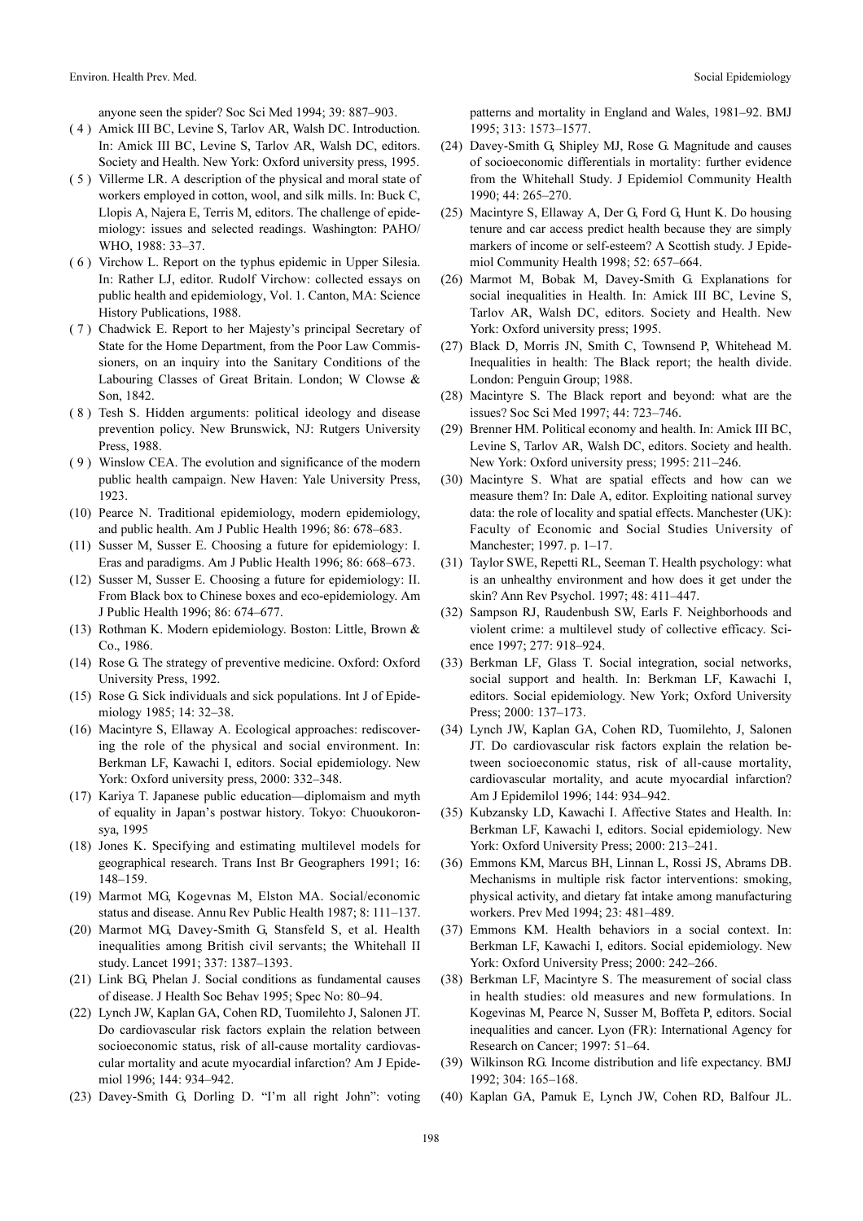anyone seen the spider? Soc Sci Med 1994; 39: 887–903.

( 4 ) Amick III BC, Levine S, Tarlov AR, Walsh DC. Introduction. In: Amick III BC, Levine S, Tarlov AR, Walsh DC, editors. Society and Health. New York: Oxford university press, 1995.

( 5 ) Villerme LR. A description of the physical and moral state of workers employed in cotton, wool, and silk mills. In: Buck C, Llopis A, Najera E, Terris M, editors. The challenge of epidemiology: issues and selected readings. Washington: PAHO/WHO, 1988: 33–37.

( 6 ) Virchow L. Report on the typhus epidemic in Upper Silesia. In: Rather LJ, editor. Rudolf Virchow: collected essays on public health and epidemiology, Vol. 1. Canton, MA: Science History Publications, 1988.

( 7 ) Chadwick E. Report to her Majesty's principal Secretary of State for the Home Department, from the Poor Law Commissioners, on an inquiry into the Sanitary Conditions of the Labouring Classes of Great Britain. London; W Clowse & Son, 1842.

( 8 ) Tesh S. Hidden arguments: political ideology and disease prevention policy. New Brunswick, NJ: Rutgers University Press, 1988.

( 9 ) Winslow CEA. The evolution and significance of the modern public health campaign. New Haven: Yale University Press, 1923.

(10) Pearce N. Traditional epidemiology, modern epidemiology, and public health. Am J Public Health 1996; 86: 678–683.

(11) Susser M, Susser E. Choosing a future for epidemiology: I. Eras and paradigms. Am J Public Health 1996; 86: 668–673.

(12) Susser M, Susser E. Choosing a future for epidemiology: II. From Black box to Chinese boxes and eco-epidemiology. Am J Public Health 1996; 86: 674–677.

(13) Rothman K. Modern epidemiology. Boston: Little, Brown & Co., 1986.

(14) Rose G. The strategy of preventive medicine. Oxford: Oxford University Press, 1992.

(15) Rose G. Sick individuals and sick populations. Int J of Epidemiology 1985; 14: 32–38.

(16) Macintyre S, Ellaway A. Ecological approaches: rediscovering the role of the physical and social environment. In: Berkman LF, Kawachi I, editors. Social epidemiology. New York: Oxford university press, 2000: 332–348.

(17) Kariya T. Japanese public education—diplomaism and myth of equality in Japan's postwar history. Tokyo: Chuoukoronsya, 1995

(18) Jones K. Specifying and estimating multilevel models for geographical research. Trans Inst Br Geographers 1991; 16: 148–159.

(19) Marmot MG, Kogevnas M, Elston MA. Social/economic status and disease. Annu Rev Public Health 1987; 8: 111–137.

(20) Marmot MG, Davey-Smith G, Stansfeld S, et al. Health inequalities among British civil servants; the Whitehall II study. Lancet 1991; 337: 1387–1393.

(21) Link BG, Phelan J. Social conditions as fundamental causes of disease. J Health Soc Behav 1995; Spec No: 80–94.

(22) Lynch JW, Kaplan GA, Cohen RD, Tuomilehto J, Salonen JT. Do cardiovascular risk factors explain the relation between socioeconomic status, risk of all-cause mortality cardiovascular mortality and acute myocardial infarction? Am J Epidemiol 1996; 144: 934–942.

(23) Davey-Smith G, Dorling D. "I'm all right John": voting patterns and mortality in England and Wales, 1981–92. BMJ 1995; 313: 1573–1577.

(24) Davey-Smith G, Shipley MJ, Rose G. Magnitude and causes of socioeconomic differentials in mortality: further evidence from the Whitehall Study. J Epidemiol Community Health 1990; 44: 265–270.

(25) Macintyre S, Ellaway A, Der G, Ford G, Hunt K. Do housing tenure and car access predict health because they are simply markers of income or self-esteem? A Scottish study. J Epidemiol Community Health 1998; 52: 657–664.

(26) Marmot M, Bobak M, Davey-Smith G. Explanations for social inequalities in Health. In: Amick III BC, Levine S, Tarlov AR, Walsh DC, editors. Society and Health. New York: Oxford university press; 1995.

(27) Black D, Morris JN, Smith C, Townsend P, Whitehead M. Inequalities in health: The Black report; the health divide. London: Penguin Group; 1988.

(28) Macintyre S. The Black report and beyond: what are the issues? Soc Sci Med 1997; 44: 723–746.

(29) Brenner HM. Political economy and health. In: Amick III BC, Levine S, Tarlov AR, Walsh DC, editors. Society and health. New York: Oxford university press; 1995: 211–246.

(30) Macintyre S. What are spatial effects and how can we measure them? In: Dale A, editor. Exploiting national survey data: the role of locality and spatial effects. Manchester (UK): Faculty of Economic and Social Studies University of Manchester; 1997. p. 1–17.

(31) Taylor SWE, Repetti RL, Seeman T. Health psychology: what is an unhealthy environment and how does it get under the skin? Ann Rev Psychol. 1997; 48: 411–447.

(32) Sampson RJ, Raudenbush SW, Earls F. Neighborhoods and violent crime: a multilevel study of collective efficacy. Science 1997; 277: 918–924.

(33) Berkman LF, Glass T. Social integration, social networks, social support and health. In: Berkman LF, Kawachi I, editors. Social epidemiology. New York; Oxford University Press; 2000: 137–173.

(34) Lynch JW, Kaplan GA, Cohen RD, Tuomilehto, J, Salonen JT. Do cardiovascular risk factors explain the relation between socioeconomic status, risk of all-cause mortality, cardiovascular mortality, and acute myocardial infarction? Am J Epidemilol 1996; 144: 934–942.

(35) Kubzansky LD, Kawachi I. Affective States and Health. In: Berkman LF, Kawachi I, editors. Social epidemiology. New York: Oxford University Press; 2000: 213–241.

(36) Emmons KM, Marcus BH, Linnan L, Rossi JS, Abrams DB. Mechanisms in multiple risk factor interventions: smoking, physical activity, and dietary fat intake among manufacturing workers. Prev Med 1994; 23: 481–489.

(37) Emmons KM. Health behaviors in a social context. In: Berkman LF, Kawachi I, editors. Social epidemiology. New York: Oxford University Press; 2000: 242–266.

(38) Berkman LF, Macintyre S. The measurement of social class in health studies: old measures and new formulations. In Kogevinas M, Pearce N, Susser M, Boffeta P, editors. Social inequalities and cancer. Lyon (FR): International Agency for Research on Cancer; 1997: 51–64.

(39) Wilkinson RG. Income distribution and life expectancy. BMJ 1992; 304: 165–168.

(40) Kaplan GA, Pamuk E, Lynch JW, Cohen RD, Balfour JL.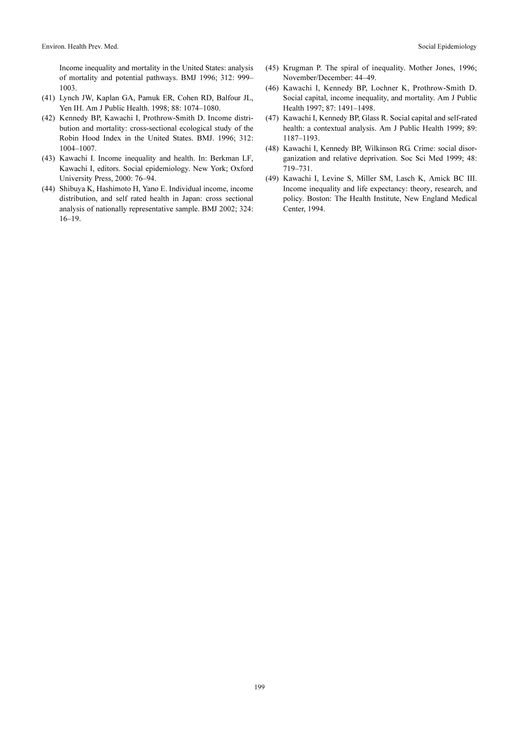Income inequality and mortality in the United States: analysis of mortality and potential pathways. BMJ 1996; 312: 999–1003.

(41) Lynch JW, Kaplan GA, Pamuk ER, Cohen RD, Balfour JL, Yen IH. Am J Public Health. 1998; 88: 1074–1080.

(42) Kennedy BP, Kawachi I, Prothrow-Smith D. Income distribution and mortality: cross-sectional ecological study of the Robin Hood Index in the United States. BMJ. 1996; 312: 1004–1007.

(43) Kawachi I. Income inequality and health. In: Berkman LF, Kawachi I, editors. Social epidemiology. New York; Oxford University Press, 2000: 76–94.

(44) Shibuya K, Hashimoto H, Yano E. Individual income, income distribution, and self rated health in Japan: cross sectional analysis of nationally representative sample. BMJ 2002; 324: 16–19.

(45) Krugman P. The spiral of inequality. Mother Jones, 1996; November/December: 44–49.

(46) Kawachi I, Kennedy BP, Lochner K, Prothrow-Smith D. Social capital, income inequality, and mortality. Am J Public Health 1997; 87: 1491–1498.

(47) Kawachi I, Kennedy BP, Glass R. Social capital and self-rated health: a contextual analysis. Am J Public Health 1999; 89: 1187–1193.

(48) Kawachi I, Kennedy BP, Wilkinson RG. Crime: social disorganization and relative deprivation. Soc Sci Med 1999; 48: 719–731.

(49) Kawachi I, Levine S, Miller SM, Lasch K, Amick BC III. Income inequality and life expectancy: theory, research, and policy. Boston: The Health Institute, New England Medical Center, 1994.